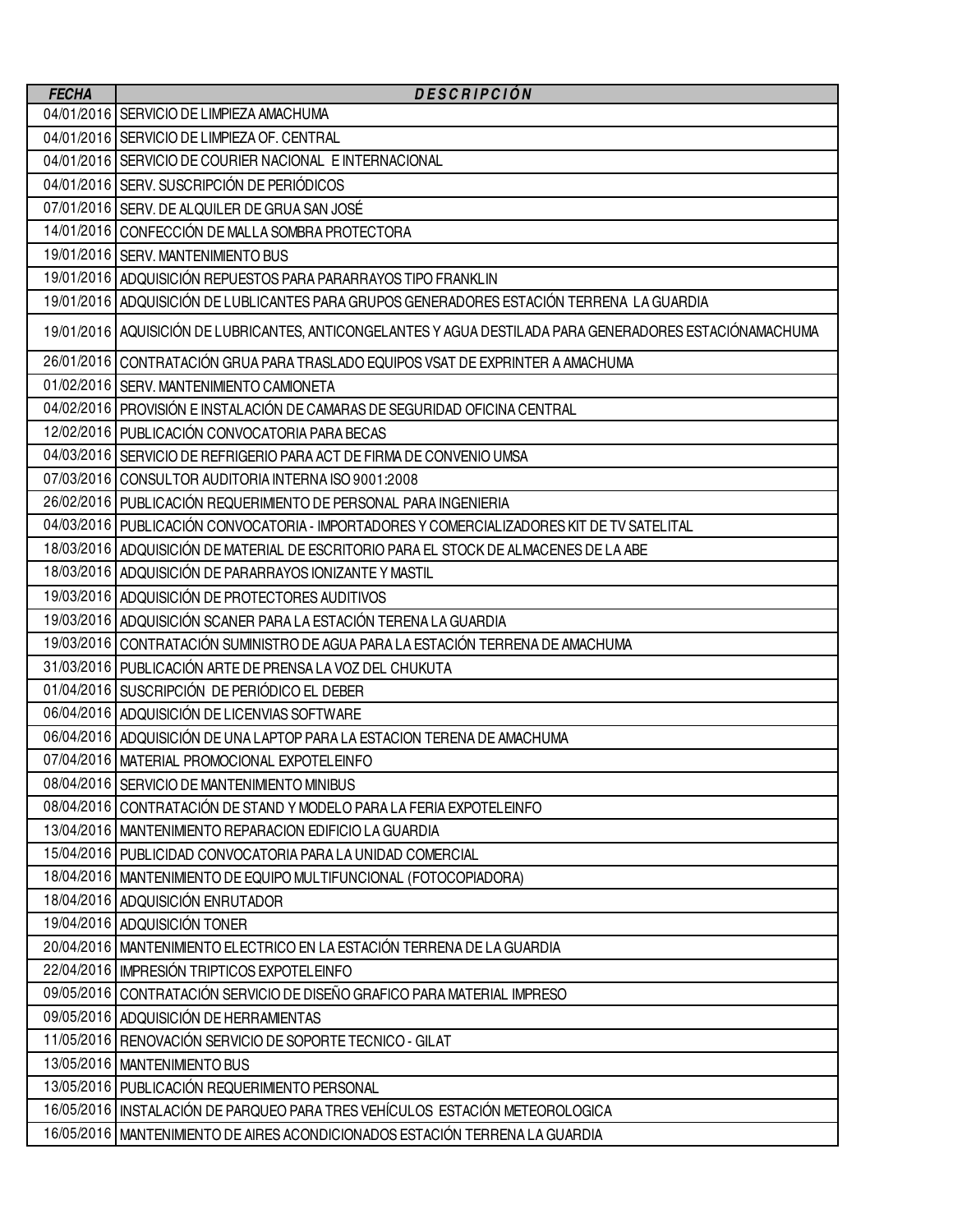| FECHA | DESCRIPCIÓN |
| --- | --- |
| 04/01/2016 | SERVICIO DE LIMPIEZA AMACHUMA |
| 04/01/2016 | SERVICIO DE LIMPIEZA OF. CENTRAL |
| 04/01/2016 | SERVICIO DE COURIER NACIONAL E INTERNACIONAL |
| 04/01/2016 | SERV. SUSCRIPCIÓN DE PERIÓDICOS |
| 07/01/2016 | SERV. DE ALQUILER DE GRUA SAN JOSÉ |
| 14/01/2016 | CONFECCIÓN DE MALLA SOMBRA PROTECTORA |
| 19/01/2016 | SERV. MANTENIMIENTO BUS |
| 19/01/2016 | ADQUISICIÓN REPUESTOS PARA PARARRAYOS TIPO FRANKLIN |
| 19/01/2016 | ADQUISICIÓN DE LUBLICANTES PARA GRUPOS GENERADORES ESTACIÓN TERRENA LA GUARDIA |
| 19/01/2016 | AQUISICIÓN DE LUBRICANTES, ANTICONGELANTES Y AGUA DESTILADA PARA GENERADORES ESTACIÓNAMACHUMA |
| 26/01/2016 | CONTRATACIÓN GRUA PARA TRASLADO EQUIPOS VSAT DE EXPRINTER A AMACHUMA |
| 01/02/2016 | SERV. MANTENIMIENTO CAMIONETA |
| 04/02/2016 | PROVISIÓN E INSTALACIÓN DE CAMARAS DE SEGURIDAD OFICINA CENTRAL |
| 12/02/2016 | PUBLICACIÓN CONVOCATORIA PARA BECAS |
| 04/03/2016 | SERVICIO DE REFRIGERIO PARA ACT DE FIRMA DE CONVENIO UMSA |
| 07/03/2016 | CONSULTOR AUDITORIA INTERNA ISO 9001:2008 |
| 26/02/2016 | PUBLICACIÓN REQUERIMIENTO DE PERSONAL PARA INGENIERIA |
| 04/03/2016 | PUBLICACIÓN CONVOCATORIA - IMPORTADORES Y COMERCIALIZADORES KIT DE TV SATELITAL |
| 18/03/2016 | ADQUISICIÓN DE MATERIAL DE ESCRITORIO PARA EL STOCK DE ALMACENES DE LA ABE |
| 18/03/2016 | ADQUISICIÓN DE PARARRAYOS IONIZANTE Y MASTIL |
| 19/03/2016 | ADQUISICIÓN DE PROTECTORES AUDITIVOS |
| 19/03/2016 | ADQUISICIÓN SCANER PARA LA ESTACIÓN TERENA LA GUARDIA |
| 19/03/2016 | CONTRATACIÓN SUMINISTRO DE AGUA PARA LA ESTACIÓN TERRENA DE AMACHUMA |
| 31/03/2016 | PUBLICACIÓN ARTE DE PRENSA LA VOZ DEL CHUKUTA |
| 01/04/2016 | SUSCRIPCIÓN DE PERIÓDICO EL DEBER |
| 06/04/2016 | ADQUISICIÓN DE LICENVIAS SOFTWARE |
| 06/04/2016 | ADQUISICIÓN DE UNA LAPTOP PARA LA ESTACION TERENA DE AMACHUMA |
| 07/04/2016 | MATERIAL PROMOCIONAL EXPOTELEINFO |
| 08/04/2016 | SERVICIO DE MANTENIMIENTO MINIBUS |
| 08/04/2016 | CONTRATACIÓN DE STAND Y MODELO PARA LA FERIA EXPOTELEINFO |
| 13/04/2016 | MANTENIMIENTO REPARACION EDIFICIO LA GUARDIA |
| 15/04/2016 | PUBLICIDAD CONVOCATORIA PARA LA UNIDAD COMERCIAL |
| 18/04/2016 | MANTENIMIENTO DE EQUIPO MULTIFUNCIONAL (FOTOCOPIADORA) |
| 18/04/2016 | ADQUISICIÓN ENRUTADOR |
| 19/04/2016 | ADQUISICIÓN TONER |
| 20/04/2016 | MANTENIMIENTO ELECTRICO EN LA ESTACIÓN TERRENA DE LA GUARDIA |
| 22/04/2016 | IMPRESIÓN TRIPTICOS EXPOTELEINFO |
| 09/05/2016 | CONTRATACIÓN SERVICIO DE DISEÑO GRAFICO PARA MATERIAL IMPRESO |
| 09/05/2016 | ADQUISICIÓN DE HERRAMIENTAS |
| 11/05/2016 | RENOVACIÓN SERVICIO DE SOPORTE TECNICO - GILAT |
| 13/05/2016 | MANTENIMIENTO BUS |
| 13/05/2016 | PUBLICACIÓN REQUERIMIENTO PERSONAL |
| 16/05/2016 | INSTALACIÓN DE PARQUEO PARA TRES VEHÍCULOS ESTACIÓN METEOROLOGICA |
| 16/05/2016 | MANTENIMIENTO DE AIRES ACONDICIONADOS ESTACIÓN TERRENA LA GUARDIA |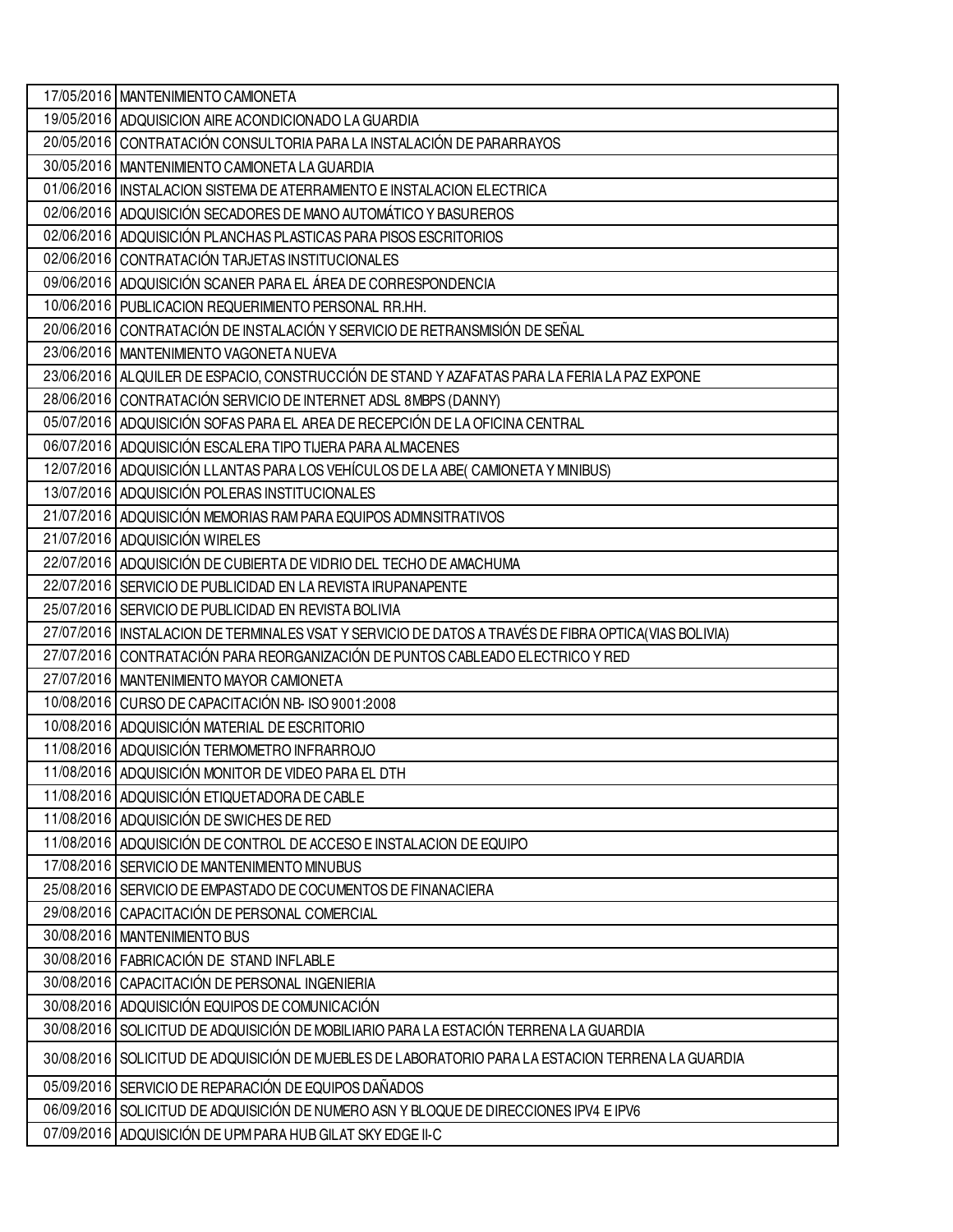| | |
|---|---|
| 17/05/2016 | MANTENIMIENTO CAMIONETA |
| 19/05/2016 | ADQUISICION AIRE ACONDICIONADO LA GUARDIA |
| 20/05/2016 | CONTRATACIÓN CONSULTORIA PARA LA INSTALACIÓN DE PARARRAYOS |
| 30/05/2016 | MANTENIMIENTO CAMIONETA LA GUARDIA |
| 01/06/2016 | INSTALACION SISTEMA DE ATERRAMIENTO E INSTALACION ELECTRICA |
| 02/06/2016 | ADQUISICIÓN SECADORES DE MANO AUTOMÁTICO Y BASUREROS |
| 02/06/2016 | ADQUISICIÓN PLANCHAS PLASTICAS PARA PISOS ESCRITORIOS |
| 02/06/2016 | CONTRATACIÓN TARJETAS INSTITUCIONALES |
| 09/06/2016 | ADQUISICIÓN SCANER PARA EL ÁREA DE CORRESPONDENCIA |
| 10/06/2016 | PUBLICACION REQUERIMIENTO PERSONAL RR.HH. |
| 20/06/2016 | CONTRATACIÓN DE INSTALACIÓN Y SERVICIO DE RETRANSMISIÓN DE SEÑAL |
| 23/06/2016 | MANTENIMIENTO VAGONETA NUEVA |
| 23/06/2016 | ALQUILER DE ESPACIO, CONSTRUCCIÓN DE STAND Y AZAFATAS PARA LA FERIA LA PAZ EXPONE |
| 28/06/2016 | CONTRATACIÓN SERVICIO DE INTERNET ADSL 8MBPS (DANNY) |
| 05/07/2016 | ADQUISICIÓN SOFAS PARA EL AREA DE RECEPCIÓN DE LA OFICINA CENTRAL |
| 06/07/2016 | ADQUISICIÓN ESCALERA TIPO TIJERA PARA ALMACENES |
| 12/07/2016 | ADQUISICIÓN LLANTAS PARA LOS VEHÍCULOS DE LA ABE( CAMIONETA Y MINIBUS) |
| 13/07/2016 | ADQUISICIÓN POLERAS INSTITUCIONALES |
| 21/07/2016 | ADQUISICIÓN MEMORIAS RAM PARA EQUIPOS ADMINSITRATIVOS |
| 21/07/2016 | ADQUISICIÓN WIRELES |
| 22/07/2016 | ADQUISICIÓN DE CUBIERTA DE VIDRIO DEL TECHO DE AMACHUMA |
| 22/07/2016 | SERVICIO DE PUBLICIDAD EN LA REVISTA IRUPANAPENTE |
| 25/07/2016 | SERVICIO DE PUBLICIDAD EN REVISTA BOLIVIA |
| 27/07/2016 | INSTALACION DE TERMINALES VSAT Y SERVICIO DE DATOS A TRAVÉS DE FIBRA OPTICA(VIAS BOLIVIA) |
| 27/07/2016 | CONTRATACIÓN PARA REORGANIZACIÓN DE PUNTOS CABLEADO ELECTRICO Y RED |
| 27/07/2016 | MANTENIMIENTO MAYOR CAMIONETA |
| 10/08/2016 | CURSO DE CAPACITACIÓN NB- ISO 9001:2008 |
| 10/08/2016 | ADQUISICIÓN MATERIAL DE ESCRITORIO |
| 11/08/2016 | ADQUISICIÓN TERMOMETRO INFRARROJO |
| 11/08/2016 | ADQUISICIÓN MONITOR DE VIDEO PARA EL DTH |
| 11/08/2016 | ADQUISICIÓN ETIQUETADORA DE CABLE |
| 11/08/2016 | ADQUISICIÓN DE SWICHES DE RED |
| 11/08/2016 | ADQUISICIÓN DE CONTROL DE ACCESO E INSTALACION DE EQUIPO |
| 17/08/2016 | SERVICIO DE MANTENIMIENTO MINUBUS |
| 25/08/2016 | SERVICIO DE EMPASTADO DE COCUMENTOS DE FINANACIERA |
| 29/08/2016 | CAPACITACIÓN DE PERSONAL COMERCIAL |
| 30/08/2016 | MANTENIMIENTO BUS |
| 30/08/2016 | FABRICACIÓN DE STAND INFLABLE |
| 30/08/2016 | CAPACITACIÓN DE PERSONAL INGENIERIA |
| 30/08/2016 | ADQUISICIÓN EQUIPOS DE COMUNICACIÓN |
| 30/08/2016 | SOLICITUD DE ADQUISICIÓN DE MOBILIARIO PARA LA ESTACIÓN TERRENA LA GUARDIA |
| 30/08/2016 | SOLICITUD DE ADQUISICIÓN DE MUEBLES DE LABORATORIO PARA LA ESTACION TERRENA LA GUARDIA |
| 05/09/2016 | SERVICIO DE REPARACIÓN DE EQUIPOS DAÑADOS |
| 06/09/2016 | SOLICITUD DE ADQUISICIÓN DE NUMERO ASN Y BLOQUE DE DIRECCIONES IPV4 E IPV6 |
| 07/09/2016 | ADQUISICIÓN DE UPM PARA HUB GILAT SKY EDGE II-C |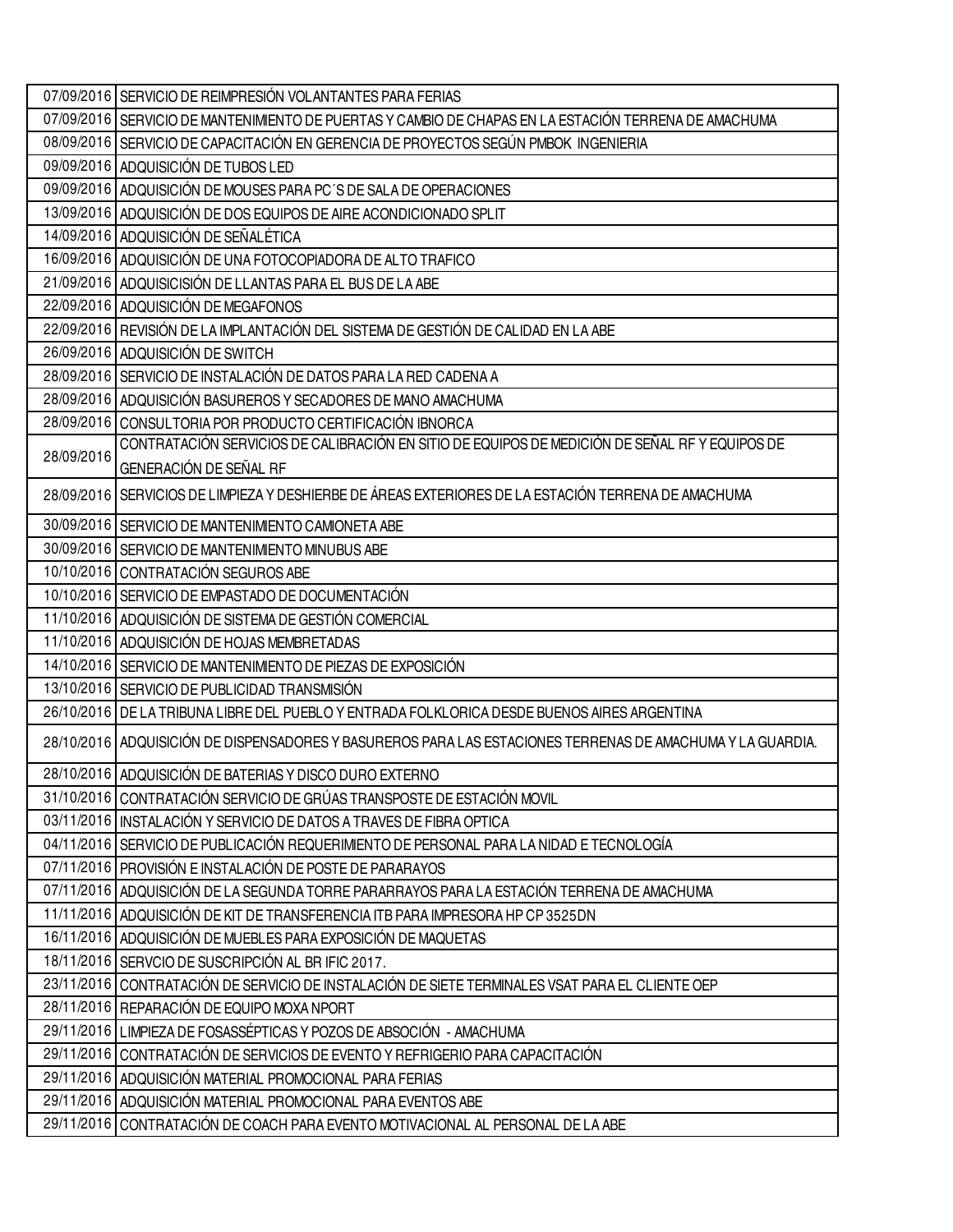| | |
|---|---|
| 07/09/2016 | SERVICIO DE REIMPRESIÓN VOLANTANTES PARA FERIAS |
| 07/09/2016 | SERVICIO DE MANTENIMIENTO DE PUERTAS Y CAMBIO DE CHAPAS EN LA ESTACIÓN TERRENA DE AMACHUMA |
| 08/09/2016 | SERVICIO DE CAPACITACIÓN EN GERENCIA DE PROYECTOS SEGÚN PMBOK INGENIERIA |
| 09/09/2016 | ADQUISICIÓN DE TUBOS LED |
| 09/09/2016 | ADQUISICIÓN DE MOUSES PARA PC´S DE SALA DE OPERACIONES |
| 13/09/2016 | ADQUISICIÓN DE DOS EQUIPOS DE AIRE ACONDICIONADO SPLIT |
| 14/09/2016 | ADQUISICIÓN DE SEÑALÉTICA |
| 16/09/2016 | ADQUISICIÓN DE UNA FOTOCOPIADORA DE ALTO TRAFICO |
| 21/09/2016 | ADQUISICISIÓN DE LLANTAS PARA EL BUS DE LA ABE |
| 22/09/2016 | ADQUISICIÓN DE MEGAFONOS |
| 22/09/2016 | REVISIÓN DE LA IMPLANTACIÓN DEL SISTEMA DE GESTIÓN DE CALIDAD EN LA ABE |
| 26/09/2016 | ADQUISICIÓN DE SWITCH |
| 28/09/2016 | SERVICIO DE INSTALACIÓN DE DATOS PARA LA RED CADENA A |
| 28/09/2016 | ADQUISICIÓN BASUREROS Y SECADORES DE MANO AMACHUMA |
| 28/09/2016 | CONSULTORIA POR PRODUCTO CERTIFICACIÓN IBNORCA |
| 28/09/2016 | CONTRATACIÓN SERVICIOS DE CALIBRACIÓN EN SITIO DE EQUIPOS DE MEDICIÓN DE SEÑAL RF Y EQUIPOS DE GENERACIÓN DE SEÑAL RF |
| 28/09/2016 | SERVICIOS DE LIMPIEZA Y DESHIERBE DE ÁREAS EXTERIORES DE LA ESTACIÓN TERRENA DE AMACHUMA |
| 30/09/2016 | SERVICIO DE MANTENIMIENTO CAMIONETA ABE |
| 30/09/2016 | SERVICIO DE MANTENIMIENTO MINUBUS ABE |
| 10/10/2016 | CONTRATACIÓN SEGUROS ABE |
| 10/10/2016 | SERVICIO DE EMPASTADO DE DOCUMENTACIÓN |
| 11/10/2016 | ADQUISICIÓN DE SISTEMA DE GESTIÓN COMERCIAL |
| 11/10/2016 | ADQUISICIÓN DE HOJAS MEMBRETADAS |
| 14/10/2016 | SERVICIO DE MANTENIMIENTO DE PIEZAS DE EXPOSICIÓN |
| 13/10/2016 | SERVICIO DE PUBLICIDAD TRANSMISIÓN |
| 26/10/2016 | DE LA TRIBUNA LIBRE DEL PUEBLO Y ENTRADA FOLKLORICA DESDE BUENOS AIRES ARGENTINA |
| 28/10/2016 | ADQUISICIÓN DE DISPENSADORES Y BASUREROS PARA LAS ESTACIONES TERRENAS DE AMACHUMA Y LA GUARDIA. |
| 28/10/2016 | ADQUISICIÓN DE BATERIAS Y DISCO DURO EXTERNO |
| 31/10/2016 | CONTRATACIÓN SERVICIO DE GRÚAS TRANSPOSTE DE ESTACIÓN MOVIL |
| 03/11/2016 | INSTALACIÓN Y SERVICIO DE DATOS A TRAVES DE FIBRA OPTICA |
| 04/11/2016 | SERVICIO DE PUBLICACIÓN REQUERIMIENTO DE PERSONAL PARA LA NIDAD E TECNOLOGÍA |
| 07/11/2016 | PROVISIÓN E INSTALACIÓN DE POSTE DE PARARAYOS |
| 07/11/2016 | ADQUISICIÓN DE LA SEGUNDA TORRE PARARRAYOS PARA LA ESTACIÓN TERRENA DE AMACHUMA |
| 11/11/2016 | ADQUISICIÓN DE KIT DE TRANSFERENCIA ITB PARA IMPRESORA HP CP 3525DN |
| 16/11/2016 | ADQUISICIÓN DE MUEBLES PARA EXPOSICIÓN DE MAQUETAS |
| 18/11/2016 | SERVCIO DE SUSCRIPCIÓN AL BR IFIC 2017. |
| 23/11/2016 | CONTRATACIÓN DE SERVICIO DE INSTALACIÓN DE SIETE TERMINALES VSAT PARA EL CLIENTE OEP |
| 28/11/2016 | REPARACIÓN DE EQUIPO MOXA NPORT |
| 29/11/2016 | LIMPIEZA DE FOSASSÉPTICAS Y POZOS DE ABSOCIÓN - AMACHUMA |
| 29/11/2016 | CONTRATACIÓN DE SERVICIOS DE EVENTO Y REFRIGERIO PARA CAPACITACIÓN |
| 29/11/2016 | ADQUISICIÓN MATERIAL PROMOCIONAL PARA FERIAS |
| 29/11/2016 | ADQUISICIÓN MATERIAL PROMOCIONAL PARA EVENTOS ABE |
| 29/11/2016 | CONTRATACIÓN DE COACH PARA EVENTO MOTIVACIONAL AL PERSONAL DE LA ABE |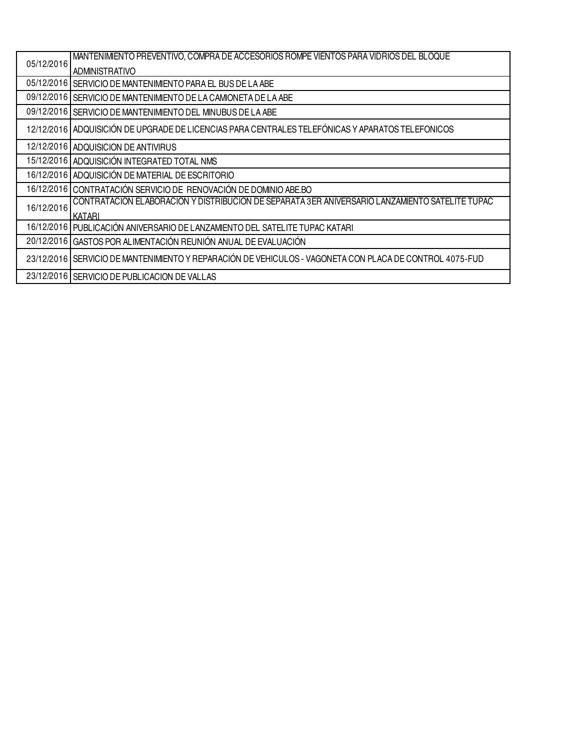| | |
|---|---|
| 05/12/2016 | MANTENIMIENTO PREVENTIVO, COMPRA DE ACCESORIOS ROMPE VIENTOS PARA VIDRIOS DEL BLOQUE ADMINISTRATIVO |
| 05/12/2016 | SERVICIO DE MANTENIMIENTO PARA EL BUS DE LA ABE |
| 09/12/2016 | SERVICIO DE MANTENIMIENTO DE LA CAMIONETA DE LA ABE |
| 09/12/2016 | SERVICIO DE MANTENIMIENTO DEL MINUBUS DE LA ABE |
| 12/12/2016 | ADQUISICIÓN DE UPGRADE DE LICENCIAS PARA CENTRALES TELEFÓNICAS Y APARATOS TELEFONICOS |
| 12/12/2016 | ADQUISICION DE ANTIVIRUS |
| 15/12/2016 | ADQUISICIÓN INTEGRATED TOTAL NMS |
| 16/12/2016 | ADQUISICIÓN DE MATERIAL DE ESCRITORIO |
| 16/12/2016 | CONTRATACIÓN SERVICIO DE RENOVACIÓN DE DOMINIO ABE.BO |
| 16/12/2016 | CONTRATACION ELABORACION Y DISTRIBUCION DE SEPARATA 3ER ANIVERSARIO LANZAMIENTO SATELITE TUPAC KATARI |
| 16/12/2016 | PUBLICACIÓN ANIVERSARIO DE LANZAMIENTO DEL SATELITE TUPAC KATARI |
| 20/12/2016 | GASTOS POR ALIMENTACIÓN REUNIÓN ANUAL DE EVALUACIÓN |
| 23/12/2016 | SERVICIO DE MANTENIMIENTO Y REPARACIÓN DE VEHICULOS - VAGONETA CON PLACA DE CONTROL 4075-FUD |
| 23/12/2016 | SERVICIO DE PUBLICACION DE VALLAS |